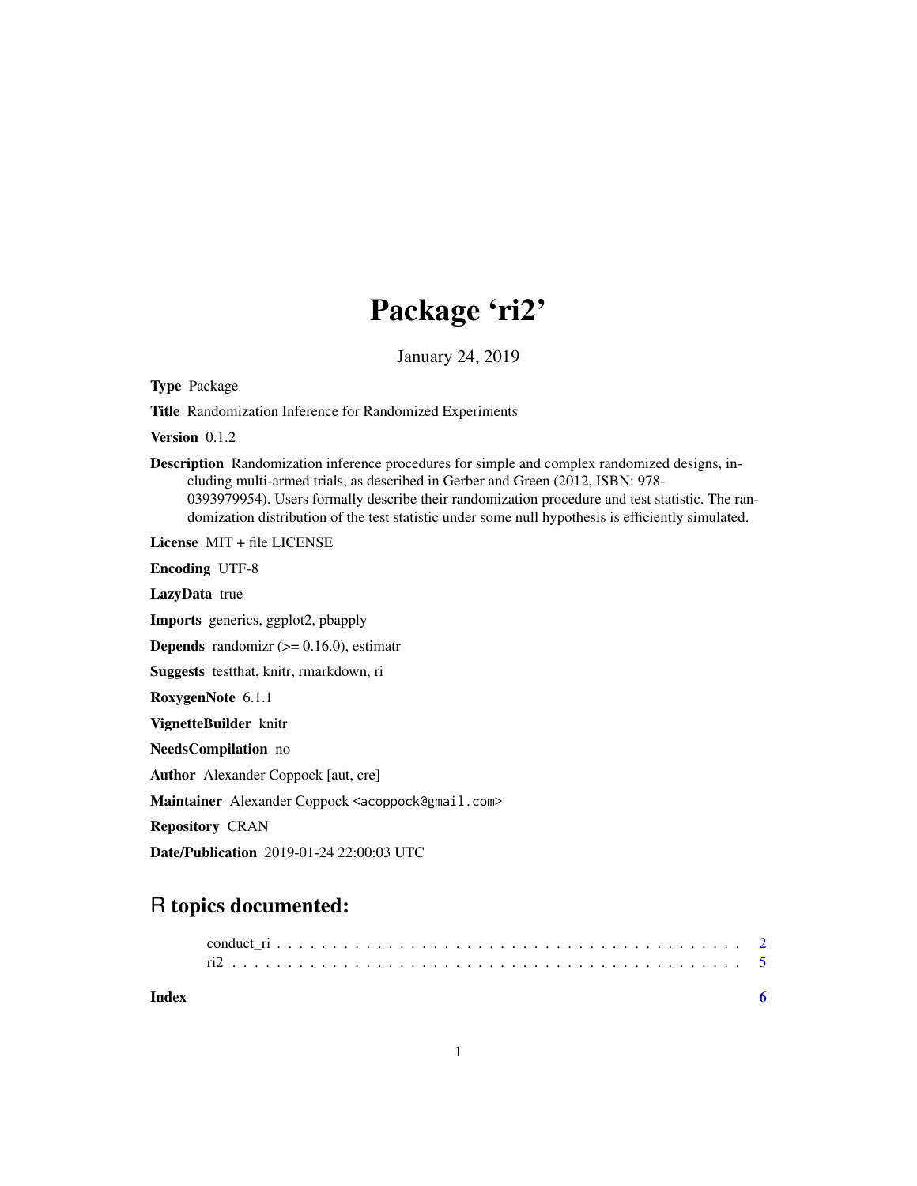# Package 'ri2'

January 24, 2019

**Type** Package

**Title** Randomization Inference for Randomized Experiments

**Version** 0.1.2

**Description** Randomization inference procedures for simple and complex randomized designs, including multi-armed trials, as described in Gerber and Green (2012, ISBN: 978-0393979954). Users formally describe their randomization procedure and test statistic. The randomization distribution of the test statistic under some null hypothesis is efficiently simulated.

**License** MIT + file LICENSE

**Encoding** UTF-8

**LazyData** true

**Imports** generics, ggplot2, pbapply

**Depends** randomizr (>= 0.16.0), estimatr

**Suggests** testthat, knitr, rmarkdown, ri

**RoxygenNote** 6.1.1

**VignetteBuilder** knitr

**NeedsCompilation** no

**Author** Alexander Coppock [aut, cre]

**Maintainer** Alexander Coppock <acoppock@gmail.com>

**Repository** CRAN

**Date/Publication** 2019-01-24 22:00:03 UTC

## R topics documented:

conduct_ri . . . . . . . . . . . . . . . . . . . . . . . . . . . . . . . . . . . . . . . . 2
ri2 . . . . . . . . . . . . . . . . . . . . . . . . . . . . . . . . . . . . . . . . . . . 5

**Index** 6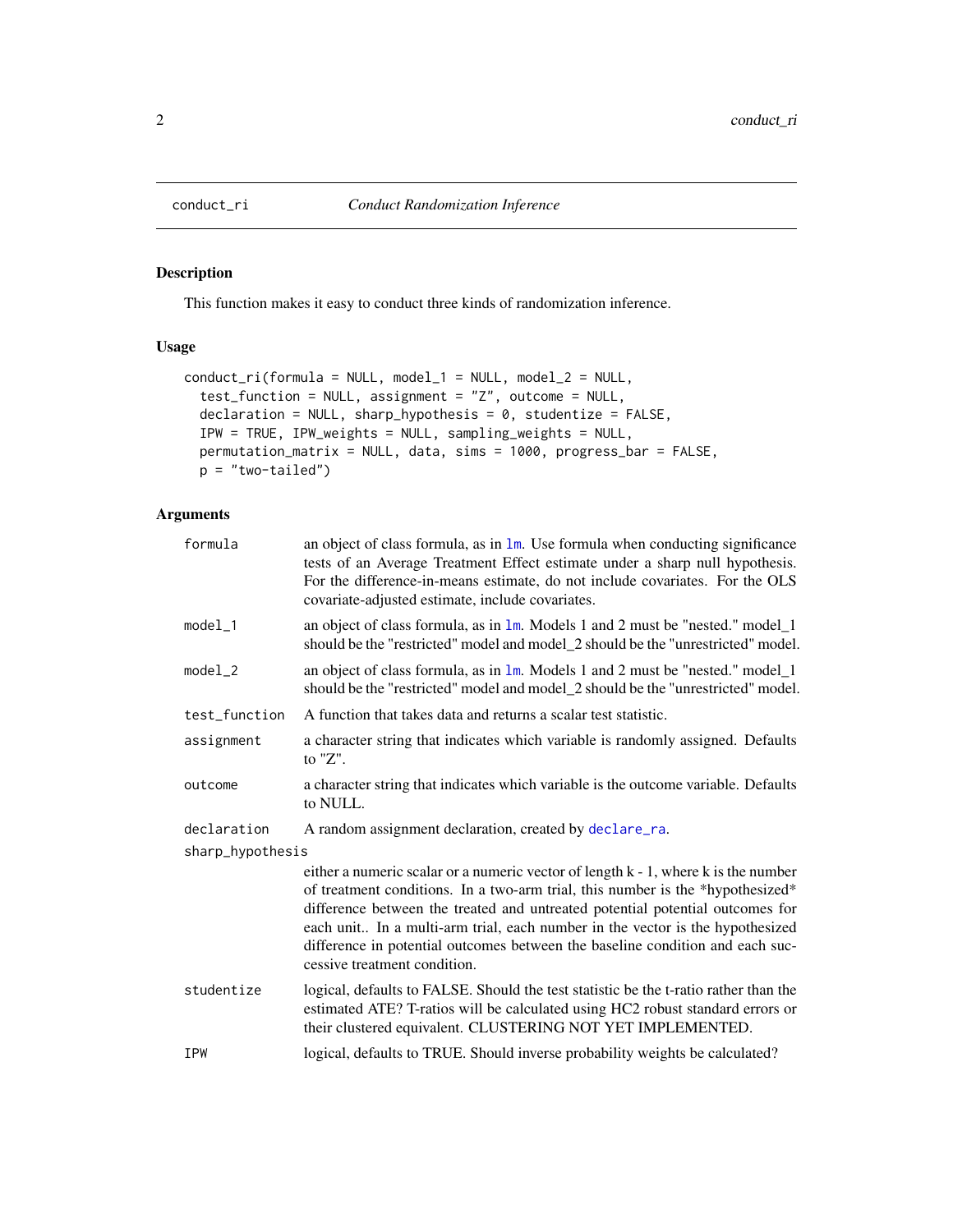`conduct_ri` *Conduct Randomization Inference*

## Description

This function makes it easy to conduct three kinds of randomization inference.

## Usage

```
conduct_ri(formula = NULL, model_1 = NULL, model_2 = NULL,
  test_function = NULL, assignment = "Z", outcome = NULL,
  declaration = NULL, sharp_hypothesis = 0, studentize = FALSE,
  IPW = TRUE, IPW_weights = NULL, sampling_weights = NULL,
  permutation_matrix = NULL, data, sims = 1000, progress_bar = FALSE,
  p = "two-tailed")
```

## Arguments

| Argument | Description |
|---|---|
| `formula` | an object of class formula, as in `lm`. Use formula when conducting significance tests of an Average Treatment Effect estimate under a sharp null hypothesis. For the difference-in-means estimate, do not include covariates. For the OLS covariate-adjusted estimate, include covariates. |
| `model_1` | an object of class formula, as in `lm`. Models 1 and 2 must be "nested." model_1 should be the "restricted" model and model_2 should be the "unrestricted" model. |
| `model_2` | an object of class formula, as in `lm`. Models 1 and 2 must be "nested." model_1 should be the "restricted" model and model_2 should be the "unrestricted" model. |
| `test_function` | A function that takes data and returns a scalar test statistic. |
| `assignment` | a character string that indicates which variable is randomly assigned. Defaults to "Z". |
| `outcome` | a character string that indicates which variable is the outcome variable. Defaults to NULL. |
| `declaration` | A random assignment declaration, created by `declare_ra`. |
| `sharp_hypothesis` | either a numeric scalar or a numeric vector of length k - 1, where k is the number of treatment conditions. In a two-arm trial, this number is the *hypothesized* difference between the treated and untreated potential potential outcomes for each unit.. In a multi-arm trial, each number in the vector is the hypothesized difference in potential outcomes between the baseline condition and each successive treatment condition. |
| `studentize` | logical, defaults to FALSE. Should the test statistic be the t-ratio rather than the estimated ATE? T-ratios will be calculated using HC2 robust standard errors or their clustered equivalent. CLUSTERING NOT YET IMPLEMENTED. |
| `IPW` | logical, defaults to TRUE. Should inverse probability weights be calculated? |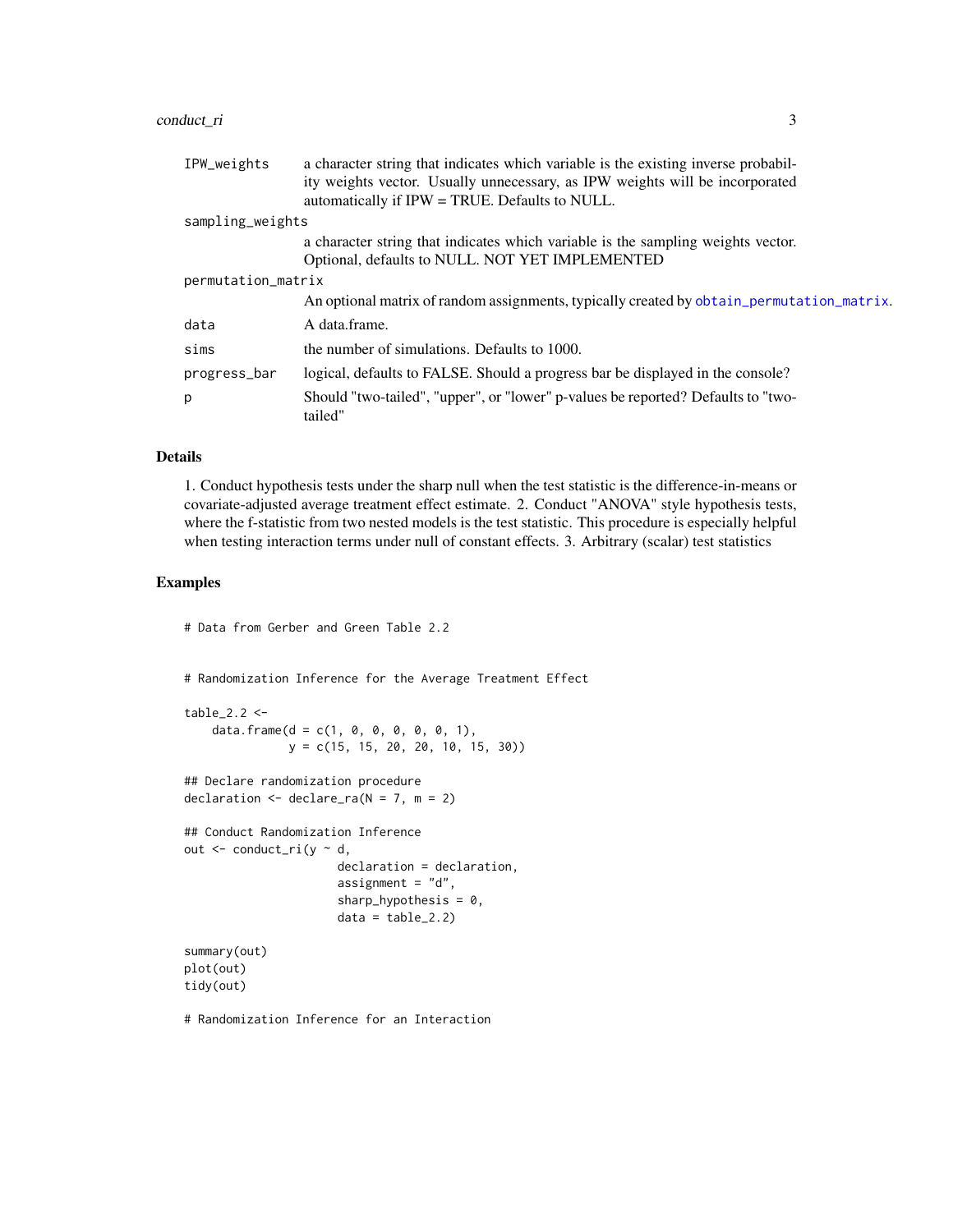| | |
|---|---|
| `IPW_weights` | a character string that indicates which variable is the existing inverse probability weights vector. Usually unnecessary, as IPW weights will be incorporated automatically if IPW = TRUE. Defaults to NULL. |
| `sampling_weights` | a character string that indicates which variable is the sampling weights vector. Optional, defaults to NULL. NOT YET IMPLEMENTED |
| `permutation_matrix` | An optional matrix of random assignments, typically created by `obtain_permutation_matrix`. |
| `data` | A data.frame. |
| `sims` | the number of simulations. Defaults to 1000. |
| `progress_bar` | logical, defaults to FALSE. Should a progress bar be displayed in the console? |
| `p` | Should "two-tailed", "upper", or "lower" p-values be reported? Defaults to "two-tailed" |

## Details

1. Conduct hypothesis tests under the sharp null when the test statistic is the difference-in-means or covariate-adjusted average treatment effect estimate. 2. Conduct "ANOVA" style hypothesis tests, where the f-statistic from two nested models is the test statistic. This procedure is especially helpful when testing interaction terms under null of constant effects. 3. Arbitrary (scalar) test statistics

## Examples

```
# Data from Gerber and Green Table 2.2


# Randomization Inference for the Average Treatment Effect

table_2.2 <-
    data.frame(d = c(1, 0, 0, 0, 0, 0, 1),
               y = c(15, 15, 20, 20, 10, 15, 30))

## Declare randomization procedure
declaration <- declare_ra(N = 7, m = 2)

## Conduct Randomization Inference
out <- conduct_ri(y ~ d,
                      declaration = declaration,
                      assignment = "d",
                      sharp_hypothesis = 0,
                      data = table_2.2)

summary(out)
plot(out)
tidy(out)

# Randomization Inference for an Interaction
```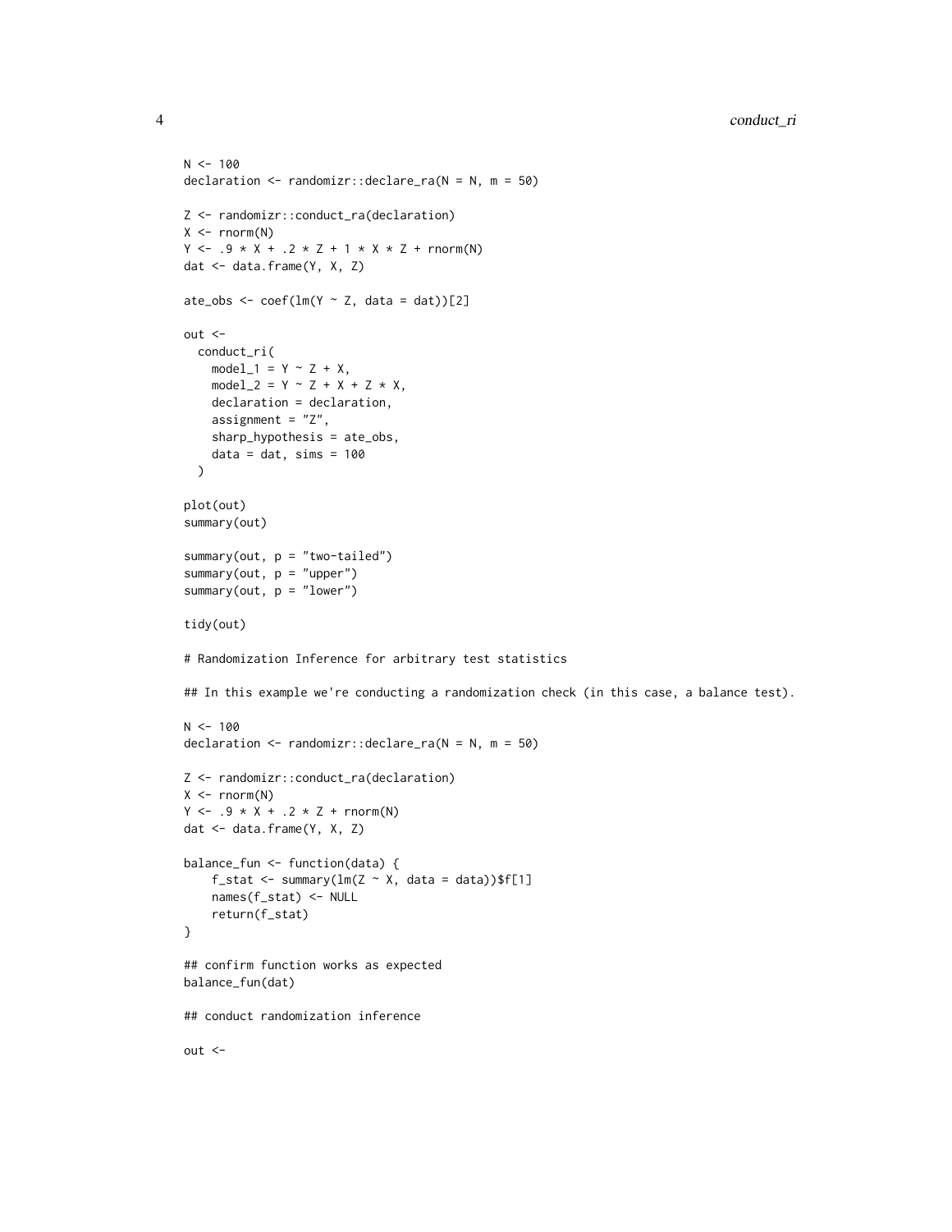```
N <- 100
declaration <- randomizr::declare_ra(N = N, m = 50)

Z <- randomizr::conduct_ra(declaration)
X <- rnorm(N)
Y <- .9 * X + .2 * Z + 1 * X * Z + rnorm(N)
dat <- data.frame(Y, X, Z)

ate_obs <- coef(lm(Y ~ Z, data = dat))[2]

out <-
  conduct_ri(
    model_1 = Y ~ Z + X,
    model_2 = Y ~ Z + X + Z * X,
    declaration = declaration,
    assignment = "Z",
    sharp_hypothesis = ate_obs,
    data = dat, sims = 100
  )

plot(out)
summary(out)

summary(out, p = "two-tailed")
summary(out, p = "upper")
summary(out, p = "lower")

tidy(out)

# Randomization Inference for arbitrary test statistics

## In this example we're conducting a randomization check (in this case, a balance test).

N <- 100
declaration <- randomizr::declare_ra(N = N, m = 50)

Z <- randomizr::conduct_ra(declaration)
X <- rnorm(N)
Y <- .9 * X + .2 * Z + rnorm(N)
dat <- data.frame(Y, X, Z)

balance_fun <- function(data) {
    f_stat <- summary(lm(Z ~ X, data = data))$f[1]
    names(f_stat) <- NULL
    return(f_stat)
}

## confirm function works as expected
balance_fun(dat)

## conduct randomization inference

out <-
```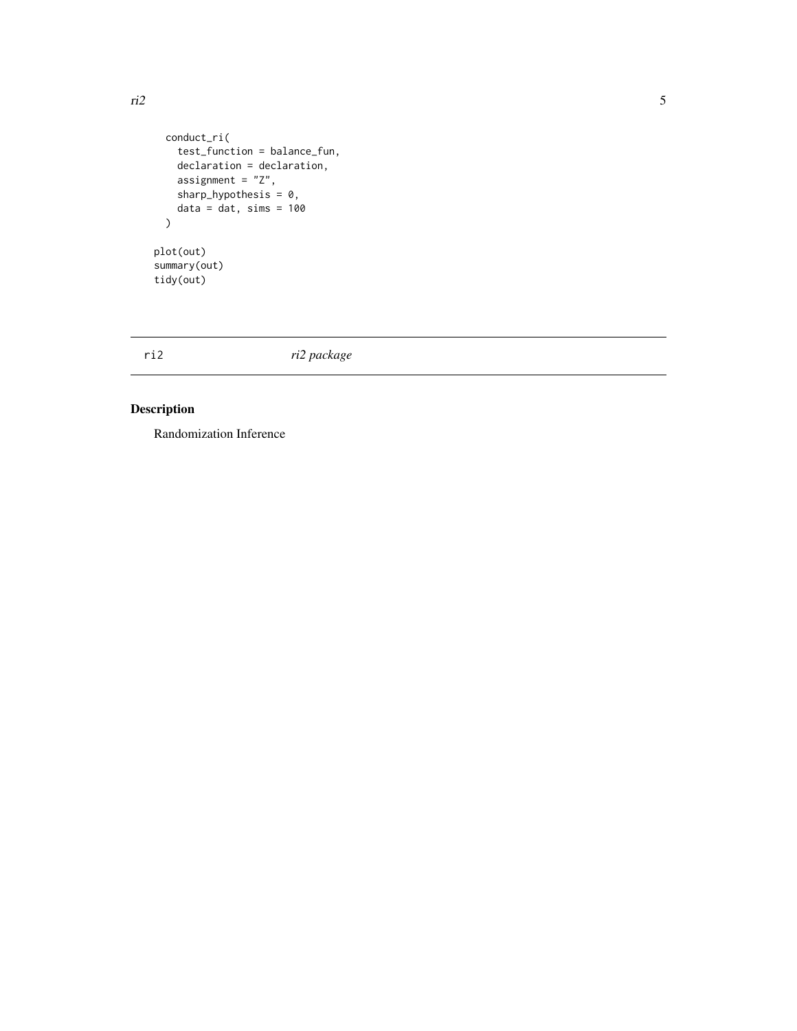```
    conduct_ri(
      test_function = balance_fun,
      declaration = declaration,
      assignment = "Z",
      sharp_hypothesis = 0,
      data = dat, sims = 100
    )

plot(out)
summary(out)
tidy(out)
```

---

ri2 *ri2 package*

---

## Description

Randomization Inference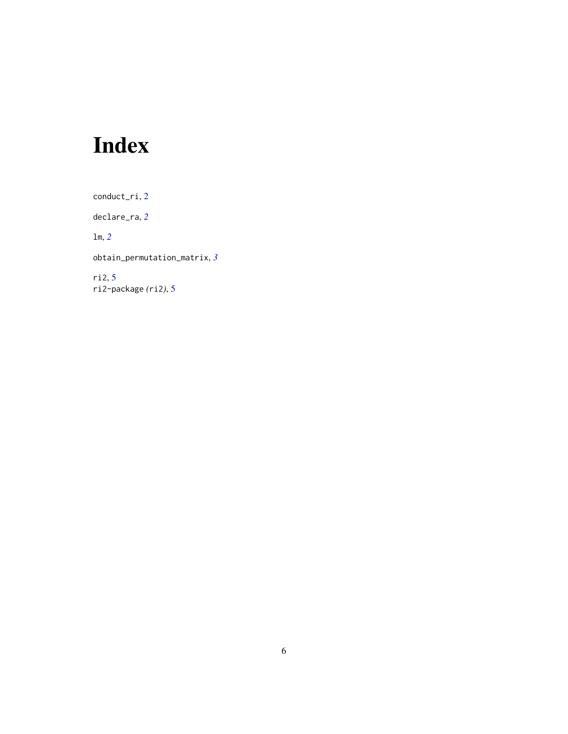# Index

conduct_ri, 2

declare_ra, *2*

lm, *2*

obtain_permutation_matrix, *3*

ri2, 5
ri2-package *(*ri2*)*, 5